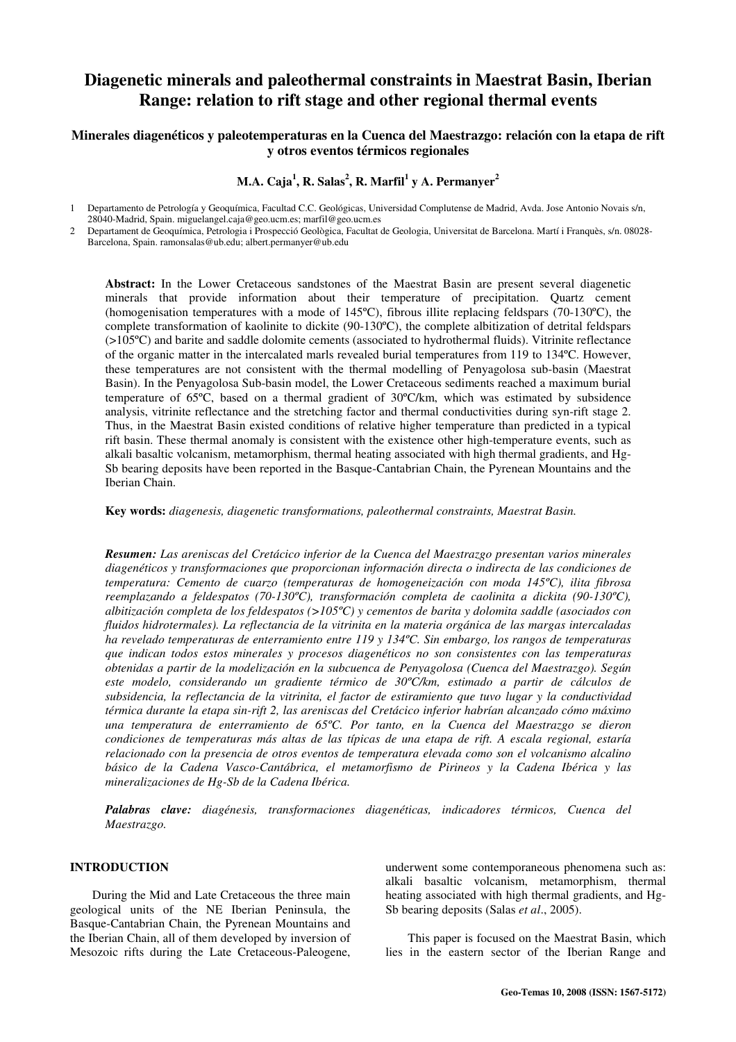# Diagenetic minerals and paleothermal constraints in Maestrat Basin, Iberian Range: relation to rift stage and other regional thermal events

## Minerales diagenéticos y paleotemperaturas en la Cuenca del Maestrazgo: relación con la etapa de rift y otros eventos térmicos regionales

**M.A. Caja[1], R. Salas[2], R. Marfil[1] y A. Permanyer[2]**

1 Departamento de Petrología y Geoquímica, Facultad C.C. Geológicas, Universidad Complutense de Madrid, Avda. Jose Antonio Novais s/n, 28040-Madrid, Spain. miguelangel.caja@geo.ucm.es; marfil@geo.ucm.es

2 Departament de Geoquímica, Petrologia i Prospecció Geològica, Facultat de Geologia, Universitat de Barcelona. Martí i Franquès, s/n. 08028-Barcelona, Spain. ramonsalas@ub.edu; albert.permanyer@ub.edu

**Abstract:** In the Lower Cretaceous sandstones of the Maestrat Basin are present several diagenetic minerals that provide information about their temperature of precipitation. Quartz cement (homogenisation temperatures with a mode of 145ºC), fibrous illite replacing feldspars (70-130ºC), the complete transformation of kaolinite to dickite (90-130ºC), the complete albitization of detrital feldspars (>105ºC) and barite and saddle dolomite cements (associated to hydrothermal fluids). Vitrinite reflectance of the organic matter in the intercalated marls revealed burial temperatures from 119 to 134ºC. However, these temperatures are not consistent with the thermal modelling of Penyagolosa sub-basin (Maestrat Basin). In the Penyagolosa Sub-basin model, the Lower Cretaceous sediments reached a maximum burial temperature of 65ºC, based on a thermal gradient of 30ºC/km, which was estimated by subsidence analysis, vitrinite reflectance and the stretching factor and thermal conductivities during syn-rift stage 2. Thus, in the Maestrat Basin existed conditions of relative higher temperature than predicted in a typical rift basin. These thermal anomaly is consistent with the existence other high-temperature events, such as alkali basaltic volcanism, metamorphism, thermal heating associated with high thermal gradients, and Hg-Sb bearing deposits have been reported in the Basque-Cantabrian Chain, the Pyrenean Mountains and the Iberian Chain.

**Key words:** *diagenesis, diagenetic transformations, paleothermal constraints, Maestrat Basin.*

***Resumen:*** *Las areniscas del Cretácico inferior de la Cuenca del Maestrazgo presentan varios minerales diagenéticos y transformaciones que proporcionan información directa o indirecta de las condiciones de temperatura: Cemento de cuarzo (temperaturas de homogeneización con moda 145ºC), ilita fibrosa reemplazando a feldespatos (70-130ºC), transformación completa de caolinita a dickita (90-130ºC), albitización completa de los feldespatos (>105ºC) y cementos de barita y dolomita saddle (asociados con fluidos hidrotermales). La reflectancia de la vitrinita en la materia orgánica de las margas intercaladas ha revelado temperaturas de enterramiento entre 119 y 134ºC. Sin embargo, los rangos de temperaturas que indican todos estos minerales y procesos diagenéticos no son consistentes con las temperaturas obtenidas a partir de la modelización en la subcuenca de Penyagolosa (Cuenca del Maestrazgo). Según este modelo, considerando un gradiente térmico de 30ºC/km, estimado a partir de cálculos de subsidencia, la reflectancia de la vitrinita, el factor de estiramiento que tuvo lugar y la conductividad térmica durante la etapa sin-rift 2, las areniscas del Cretácico inferior habrían alcanzado cómo máximo una temperatura de enterramiento de 65ºC. Por tanto, en la Cuenca del Maestrazgo se dieron condiciones de temperaturas más altas de las típicas de una etapa de rift. A escala regional, estaría relacionado con la presencia de otros eventos de temperatura elevada como son el volcanismo alcalino básico de la Cadena Vasco-Cantábrica, el metamorfismo de Pirineos y la Cadena Ibérica y las mineralizaciones de Hg-Sb de la Cadena Ibérica.*

***Palabras clave:*** *diagénesis, transformaciones diagenéticas, indicadores térmicos, Cuenca del Maestrazgo.*

## INTRODUCTION

During the Mid and Late Cretaceous the three main geological units of the NE Iberian Peninsula, the Basque-Cantabrian Chain, the Pyrenean Mountains and the Iberian Chain, all of them developed by inversion of Mesozoic rifts during the Late Cretaceous-Paleogene, underwent some contemporaneous phenomena such as: alkali basaltic volcanism, metamorphism, thermal heating associated with high thermal gradients, and Hg-Sb bearing deposits (Salas *et al*., 2005).

This paper is focused on the Maestrat Basin, which lies in the eastern sector of the Iberian Range and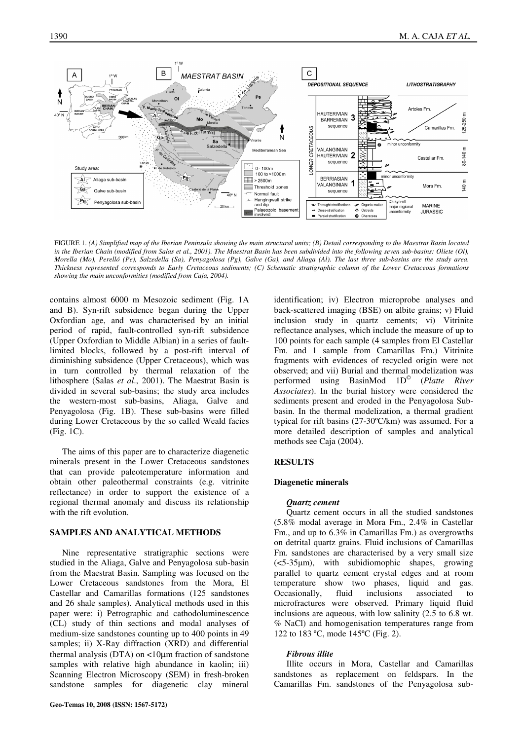FIGURE 1. *(A) Simplified map of the Iberian Peninsula showing the main structural units; (B) Detail corresponding to the Maestrat Basin located in the Iberian Chain (modified from Salas et al., 2001). The Maestrat Basin has been subdivided into the following seven sub-basins: Oliete (Ol), Morella (Mo), Perelló (Pe), Salzedella (Sa), Penyagolosa (Pg), Galve (Ga), and Aliaga (Al). The last three sub-basins are the study area. Thickness represented corresponds to Early Cretaceous sediments; (C) Schematic stratigraphic column of the Lower Cretaceous formations showing the main unconformities (modified from Caja, 2004).*

contains almost 6000 m Mesozoic sediment (Fig. 1A and B). Syn-rift subsidence began during the Upper Oxfordian age, and was characterised by an initial period of rapid, fault-controlled syn-rift subsidence (Upper Oxfordian to Middle Albian) in a series of fault-limited blocks, followed by a post-rift interval of diminishing subsidence (Upper Cretaceous), which was in turn controlled by thermal relaxation of the lithosphere (Salas *et al*., 2001). The Maestrat Basin is divided in several sub-basins; the study area includes the western-most sub-basins, Aliaga, Galve and Penyagolosa (Fig. 1B). These sub-basins were filled during Lower Cretaceous by the so called Weald facies (Fig. 1C).

The aims of this paper are to characterize diagenetic minerals present in the Lower Cretaceous sandstones that can provide paleotemperature information and obtain other paleothermal constraints (e.g. vitrinite reflectance) in order to support the existence of a regional thermal anomaly and discuss its relationship with the rift evolution.

## SAMPLES AND ANALYTICAL METHODS

Nine representative stratigraphic sections were studied in the Aliaga, Galve and Penyagolosa sub-basin from the Maestrat Basin. Sampling was focused on the Lower Cretaceous sandstones from the Mora, El Castellar and Camarillas formations (125 sandstones and 26 shale samples). Analytical methods used in this paper were: i) Petrographic and cathodoluminescence (CL) study of thin sections and modal analyses of medium-size sandstones counting up to 400 points in 49 samples; ii) X-Ray diffraction (XRD) and differential thermal analysis (DTA) on <10μm fraction of sandstone samples with relative high abundance in kaolin; iii) Scanning Electron Microscopy (SEM) in fresh-broken sandstone samples for diagenetic clay mineral identification; iv) Electron microprobe analyses and back-scattered imaging (BSE) on albite grains; v) Fluid inclusion study in quartz cements; vi) Vitrinite reflectance analyses, which include the measure of up to 100 points for each sample (4 samples from El Castellar Fm. and 1 sample from Camarillas Fm.) Vitrinite fragments with evidences of recycled origin were not observed; and vii) Burial and thermal modelization was performed using BasinMod 1D© (*Platte River Associates*). In the burial history were considered the sediments present and eroded in the Penyagolosa Sub-basin. In the thermal modelization, a thermal gradient typical for rift basins (27-30ºC/km) was assumed. For a more detailed description of samples and analytical methods see Caja (2004).

## RESULTS

### Diagenetic minerals

#### *Quartz cement*

Quartz cement occurs in all the studied sandstones (5.8% modal average in Mora Fm., 2.4% in Castellar Fm., and up to 6.3% in Camarillas Fm.) as overgrowths on detrital quartz grains. Fluid inclusions of Camarillas Fm. sandstones are characterised by a very small size (<5-35μm), with subidiomophic shapes, growing parallel to quartz cement crystal edges and at room temperature show two phases, liquid and gas. Occasionally, fluid inclusions associated to microfractures were observed. Primary liquid fluid inclusions are aqueous, with low salinity (2.5 to 6.8 wt. % NaCl) and homogenisation temperatures range from 122 to 183 ºC, mode 145ºC (Fig. 2).

#### *Fibrous illite*

Illite occurs in Mora, Castellar and Camarillas sandstones as replacement on feldspars. In the Camarillas Fm. sandstones of the Penyagolosa sub-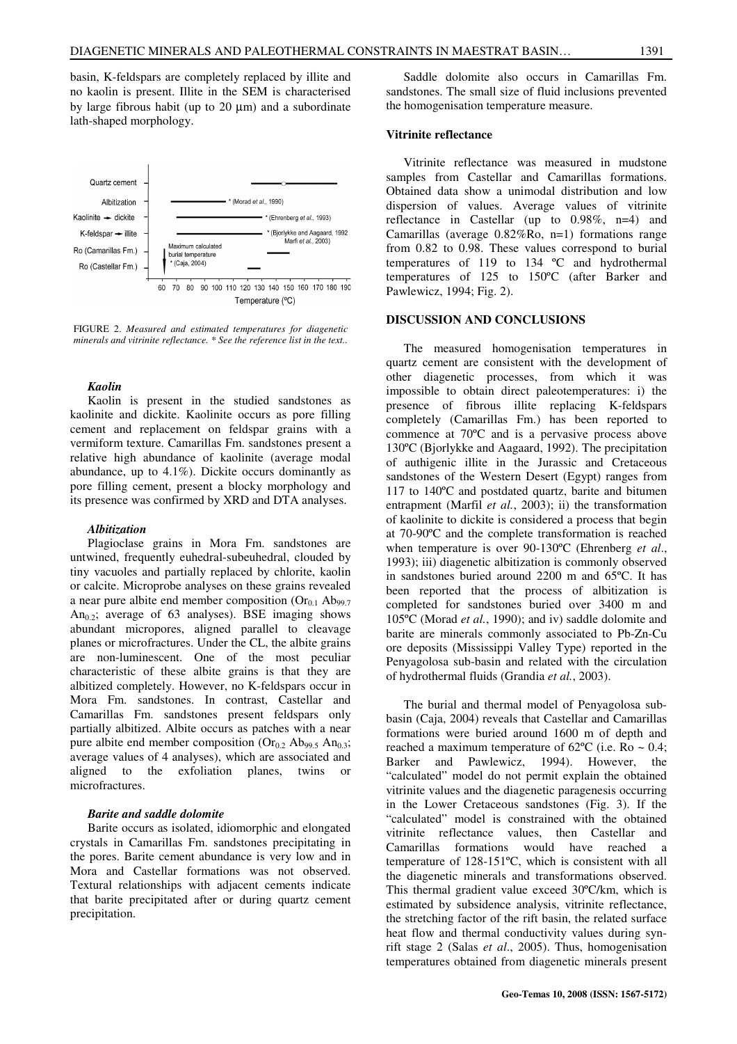basin, K-feldspars are completely replaced by illite and no kaolin is present. Illite in the SEM is characterised by large fibrous habit (up to 20 μm) and a subordinate lath-shaped morphology.

FIGURE 2. *Measured and estimated temperatures for diagenetic minerals and vitrinite reflectance. * See the reference list in the text..*

#### *Kaolin*

Kaolin is present in the studied sandstones as kaolinite and dickite. Kaolinite occurs as pore filling cement and replacement on feldspar grains with a vermiform texture. Camarillas Fm. sandstones present a relative high abundance of kaolinite (average modal abundance, up to 4.1%). Dickite occurs dominantly as pore filling cement, present a blocky morphology and its presence was confirmed by XRD and DTA analyses.

#### *Albitization*

Plagioclase grains in Mora Fm. sandstones are untwined, frequently euhedral-subeuhedral, clouded by tiny vacuoles and partially replaced by chlorite, kaolin or calcite. Microprobe analyses on these grains revealed a near pure albite end member composition ($Or_{0.1}$ $Ab_{99.7}$ $An_{0.2}$; average of 63 analyses). BSE imaging shows abundant micropores, aligned parallel to cleavage planes or microfractures. Under the CL, the albite grains are non-luminescent. One of the most peculiar characteristic of these albite grains is that they are albitized completely. However, no K-feldspars occur in Mora Fm. sandstones. In contrast, Castellar and Camarillas Fm. sandstones present feldspars only partially albitized. Albite occurs as patches with a near pure albite end member composition ($Or_{0.2}$ $Ab_{99.5}$ $An_{0.3}$; average values of 4 analyses), which are associated and aligned to the exfoliation planes, twins or microfractures.

#### *Barite and saddle dolomite*

Barite occurs as isolated, idiomorphic and elongated crystals in Camarillas Fm. sandstones precipitating in the pores. Barite cement abundance is very low and in Mora and Castellar formations was not observed. Textural relationships with adjacent cements indicate that barite precipitated after or during quartz cement precipitation.

Saddle dolomite also occurs in Camarillas Fm. sandstones. The small size of fluid inclusions prevented the homogenisation temperature measure.

### Vitrinite reflectance

Vitrinite reflectance was measured in mudstone samples from Castellar and Camarillas formations. Obtained data show a unimodal distribution and low dispersion of values. Average values of vitrinite reflectance in Castellar (up to 0.98%, n=4) and Camarillas (average 0.82%Ro, n=1) formations range from 0.82 to 0.98. These values correspond to burial temperatures of 119 to 134 ºC and hydrothermal temperatures of 125 to 150ºC (after Barker and Pawlewicz, 1994; Fig. 2).

## DISCUSSION AND CONCLUSIONS

The measured homogenisation temperatures in quartz cement are consistent with the development of other diagenetic processes, from which it was impossible to obtain direct paleotemperatures: i) the presence of fibrous illite replacing K-feldspars completely (Camarillas Fm.) has been reported to commence at 70ºC and is a pervasive process above 130ºC (Bjorlykke and Aagaard, 1992). The precipitation of authigenic illite in the Jurassic and Cretaceous sandstones of the Western Desert (Egypt) ranges from 117 to 140ºC and postdated quartz, barite and bitumen entrapment (Marfil *et al.*, 2003); ii) the transformation of kaolinite to dickite is considered a process that begin at 70-90ºC and the complete transformation is reached when temperature is over 90-130ºC (Ehrenberg *et al*., 1993); iii) diagenetic albitization is commonly observed in sandstones buried around 2200 m and 65ºC. It has been reported that the process of albitization is completed for sandstones buried over 3400 m and 105ºC (Morad *et al.*, 1990); and iv) saddle dolomite and barite are minerals commonly associated to Pb-Zn-Cu ore deposits (Mississippi Valley Type) reported in the Penyagolosa sub-basin and related with the circulation of hydrothermal fluids (Grandia *et al.*, 2003).

The burial and thermal model of Penyagolosa sub-basin (Caja, 2004) reveals that Castellar and Camarillas formations were buried around 1600 m of depth and reached a maximum temperature of 62ºC (i.e. Ro ~ 0.4; Barker and Pawlewicz, 1994). However, the "calculated" model do not permit explain the obtained vitrinite values and the diagenetic paragenesis occurring in the Lower Cretaceous sandstones (Fig. 3). If the "calculated" model is constrained with the obtained vitrinite reflectance values, then Castellar and Camarillas formations would have reached a temperature of 128-151ºC, which is consistent with all the diagenetic minerals and transformations observed. This thermal gradient value exceed 30ºC/km, which is estimated by subsidence analysis, vitrinite reflectance, the stretching factor of the rift basin, the related surface heat flow and thermal conductivity values during syn-rift stage 2 (Salas *et al*., 2005). Thus, homogenisation temperatures obtained from diagenetic minerals present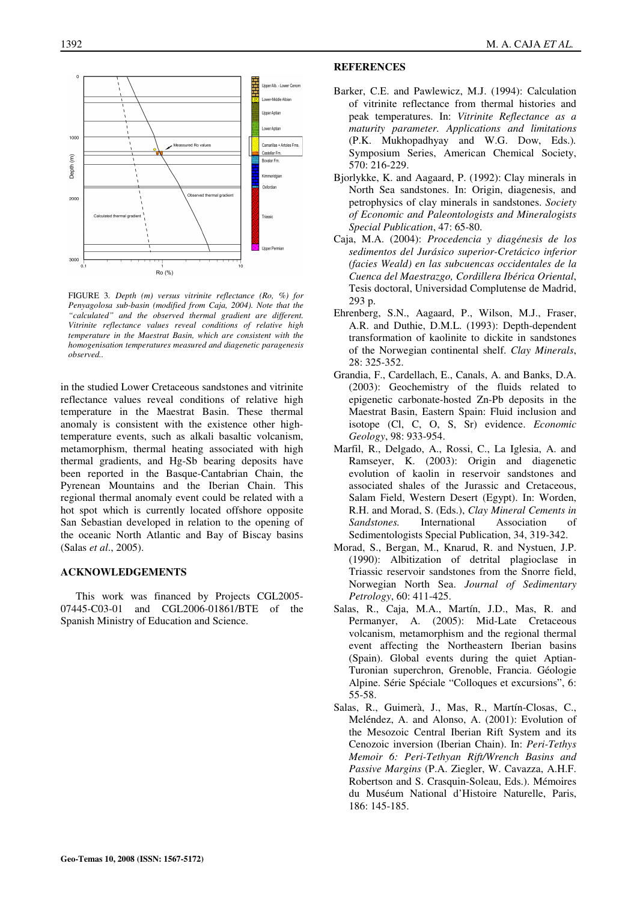0

1000

2000

3000

Depth (m)

0.1

1

10

Ro (%)

Meassured Ro values

Observed thermal gradient

Calculated thermal gradient

Upper Alb. - Lower Cenom.

Lower-Middle Albian

Upper Aptian

Lower Aptian

Camarillas + Artoles Fms.

Castellar Fm.

Bovalar Fm.

Kimmeridgian

Oxfordian

Triassic

Upper Permian

FIGURE 3. *Depth (m) versus vitrinite reflectance (Ro, %) for Penyagolosa sub-basin (modified from Caja, 2004). Note that the "calculated" and the observed thermal gradient are different. Vitrinite reflectance values reveal conditions of relative high temperature in the Maestrat Basin, which are consistent with the homogenisation temperatures measured and diagenetic paragenesis observed..*

in the studied Lower Cretaceous sandstones and vitrinite reflectance values reveal conditions of relative high temperature in the Maestrat Basin. These thermal anomaly is consistent with the existence other high-temperature events, such as alkali basaltic volcanism, metamorphism, thermal heating associated with high thermal gradients, and Hg-Sb bearing deposits have been reported in the Basque-Cantabrian Chain, the Pyrenean Mountains and the Iberian Chain. This regional thermal anomaly event could be related with a hot spot which is currently located offshore opposite San Sebastian developed in relation to the opening of the oceanic North Atlantic and Bay of Biscay basins (Salas *et al*., 2005).

## ACKNOWLEDGEMENTS

This work was financed by Projects CGL2005-07445-C03-01 and CGL2006-01861/BTE of the Spanish Ministry of Education and Science.

## REFERENCES

Barker, C.E. and Pawlewicz, M.J. (1994): Calculation of vitrinite reflectance from thermal histories and peak temperatures. In: *Vitrinite Reflectance as a maturity parameter. Applications and limitations* (P.K. Mukhopadhyay and W.G. Dow, Eds.). Symposium Series, American Chemical Society, 570: 216-229.

Bjorlykke, K. and Aagaard, P. (1992): Clay minerals in North Sea sandstones. In: Origin, diagenesis, and petrophysics of clay minerals in sandstones. *Society of Economic and Paleontologists and Mineralogists Special Publication*, 47: 65-80.

Caja, M.A. (2004): *Procedencia y diagénesis de los sedimentos del Jurásico superior-Cretácico inferior (facies Weald) en las subcuencas occidentales de la Cuenca del Maestrazgo, Cordillera Ibérica Oriental*, Tesis doctoral, Universidad Complutense de Madrid, 293 p.

Ehrenberg, S.N., Aagaard, P., Wilson, M.J., Fraser, A.R. and Duthie, D.M.L. (1993): Depth-dependent transformation of kaolinite to dickite in sandstones of the Norwegian continental shelf. *Clay Minerals*, 28: 325-352.

Grandia, F., Cardellach, E., Canals, A. and Banks, D.A. (2003): Geochemistry of the fluids related to epigenetic carbonate-hosted Zn-Pb deposits in the Maestrat Basin, Eastern Spain: Fluid inclusion and isotope (Cl, C, O, S, Sr) evidence. *Economic Geology*, 98: 933-954.

Marfil, R., Delgado, A., Rossi, C., La Iglesia, A. and Ramseyer, K. (2003): Origin and diagenetic evolution of kaolin in reservoir sandstones and associated shales of the Jurassic and Cretaceous, Salam Field, Western Desert (Egypt). In: Worden, R.H. and Morad, S. (Eds.), *Clay Mineral Cements in Sandstones.* International Association of Sedimentologists Special Publication, 34, 319-342.

Morad, S., Bergan, M., Knarud, R. and Nystuen, J.P. (1990): Albitization of detrital plagioclase in Triassic reservoir sandstones from the Snorre field, Norwegian North Sea. *Journal of Sedimentary Petrology*, 60: 411-425.

Salas, R., Caja, M.A., Martín, J.D., Mas, R. and Permanyer, A. (2005): Mid-Late Cretaceous volcanism, metamorphism and the regional thermal event affecting the Northeastern Iberian basins (Spain). Global events during the quiet Aptian-Turonian superchron, Grenoble, Francia. Géologie Alpine. Série Spéciale "Colloques et excursions", 6: 55-58.

Salas, R., Guimerà, J., Mas, R., Martín-Closas, C., Meléndez, A. and Alonso, A. (2001): Evolution of the Mesozoic Central Iberian Rift System and its Cenozoic inversion (Iberian Chain). In: *Peri-Tethys Memoir 6: Peri-Tethyan Rift/Wrench Basins and Passive Margins* (P.A. Ziegler, W. Cavazza, A.H.F. Robertson and S. Crasquin-Soleau, Eds.). Mémoires du Muséum National d'Histoire Naturelle, Paris, 186: 145-185.